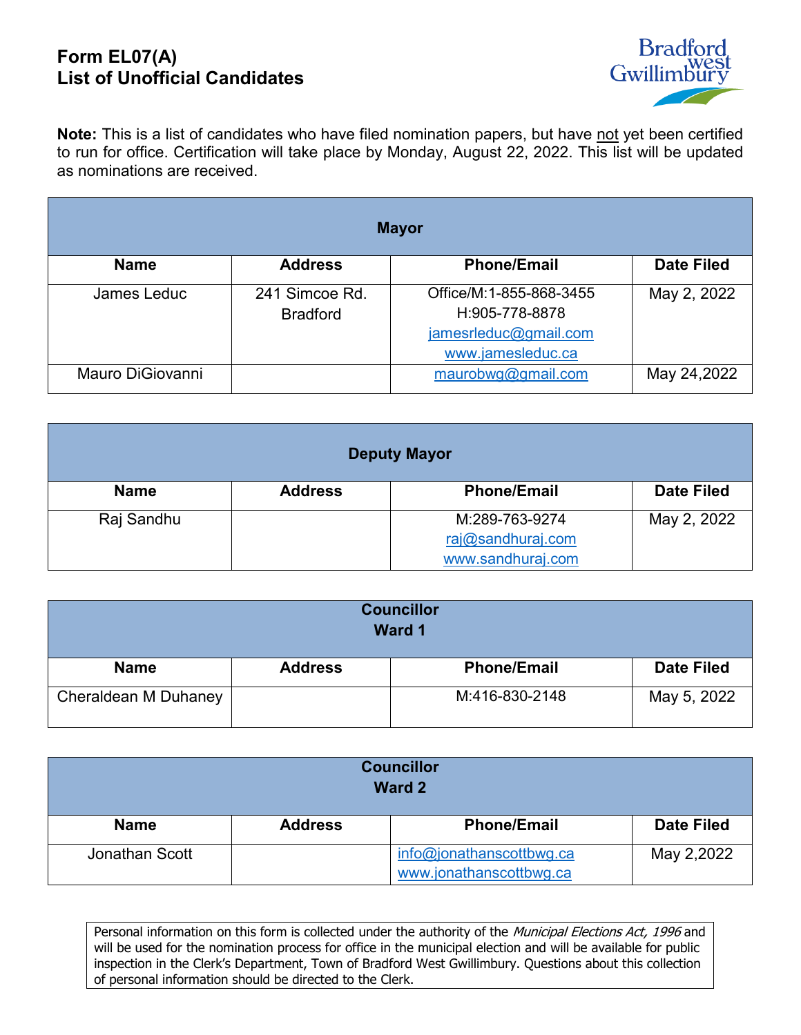# Form EL07(A)
# List of Unofficial Candidates

**Note:** This is a list of candidates who have filed nomination papers, but have not yet been certified to run for office. Certification will take place by Monday, August 22, 2022. This list will be updated as nominations are received.

| **Mayor** | | | |
|---|---|---|---|
| **Name** | **Address** | **Phone/Email** | **Date Filed** |
| James Leduc | 241 Simcoe Rd. Bradford | Office/M:1-855-868-3455<br>H:905-778-8878<br>jamesrleduc@gmail.com<br>www.jamesleduc.ca | May 2, 2022 |
| Mauro DiGiovanni | | maurobwg@gmail.com | May 24,2022 |

| **Deputy Mayor** | | | |
|---|---|---|---|
| **Name** | **Address** | **Phone/Email** | **Date Filed** |
| Raj Sandhu | | M:289-763-9274<br>raj@sandhuraj.com<br>www.sandhuraj.com | May 2, 2022 |

| **Councillor Ward 1** | | | |
|---|---|---|---|
| **Name** | **Address** | **Phone/Email** | **Date Filed** |
| Cheraldean M Duhaney | | M:416-830-2148 | May 5, 2022 |

| **Councillor Ward 2** | | | |
|---|---|---|---|
| **Name** | **Address** | **Phone/Email** | **Date Filed** |
| Jonathan Scott | | info@jonathanscottbwg.ca<br>www.jonathanscottbwg.ca | May 2,2022 |

Personal information on this form is collected under the authority of the *Municipal Elections Act, 1996* and will be used for the nomination process for office in the municipal election and will be available for public inspection in the Clerk's Department, Town of Bradford West Gwillimbury. Questions about this collection of personal information should be directed to the Clerk.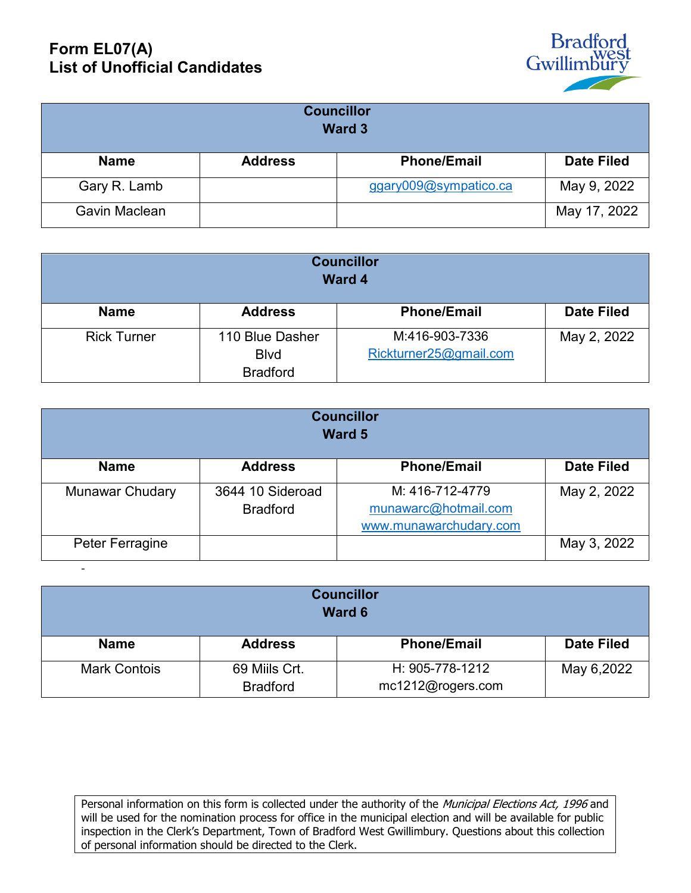# Form EL07(A)
# List of Unofficial Candidates

| Councillor Ward 3 | | | |
|---|---|---|---|
| **Name** | **Address** | **Phone/Email** | **Date Filed** |
| Gary R. Lamb | | ggary009@sympatico.ca | May 9, 2022 |
| Gavin Maclean | | | May 17, 2022 |

| Councillor Ward 4 | | | |
|---|---|---|---|
| **Name** | **Address** | **Phone/Email** | **Date Filed** |
| Rick Turner | 110 Blue Dasher Blvd Bradford | M:416-903-7336 Rickturner25@gmail.com | May 2, 2022 |

| Councillor Ward 5 | | | |
|---|---|---|---|
| **Name** | **Address** | **Phone/Email** | **Date Filed** |
| Munawar Chudary | 3644 10 Sideroad Bradford | M: 416-712-4779 munawarc@hotmail.com www.munawarchudary.com | May 2, 2022 |
| Peter Ferragine | | | May 3, 2022 |

-

| Councillor Ward 6 | | | |
|---|---|---|---|
| **Name** | **Address** | **Phone/Email** | **Date Filed** |
| Mark Contois | 69 Miils Crt. Bradford | H: 905-778-1212 mc1212@rogers.com | May 6,2022 |

Personal information on this form is collected under the authority of the *Municipal Elections Act, 1996* and will be used for the nomination process for office in the municipal election and will be available for public inspection in the Clerk's Department, Town of Bradford West Gwillimbury. Questions about this collection of personal information should be directed to the Clerk.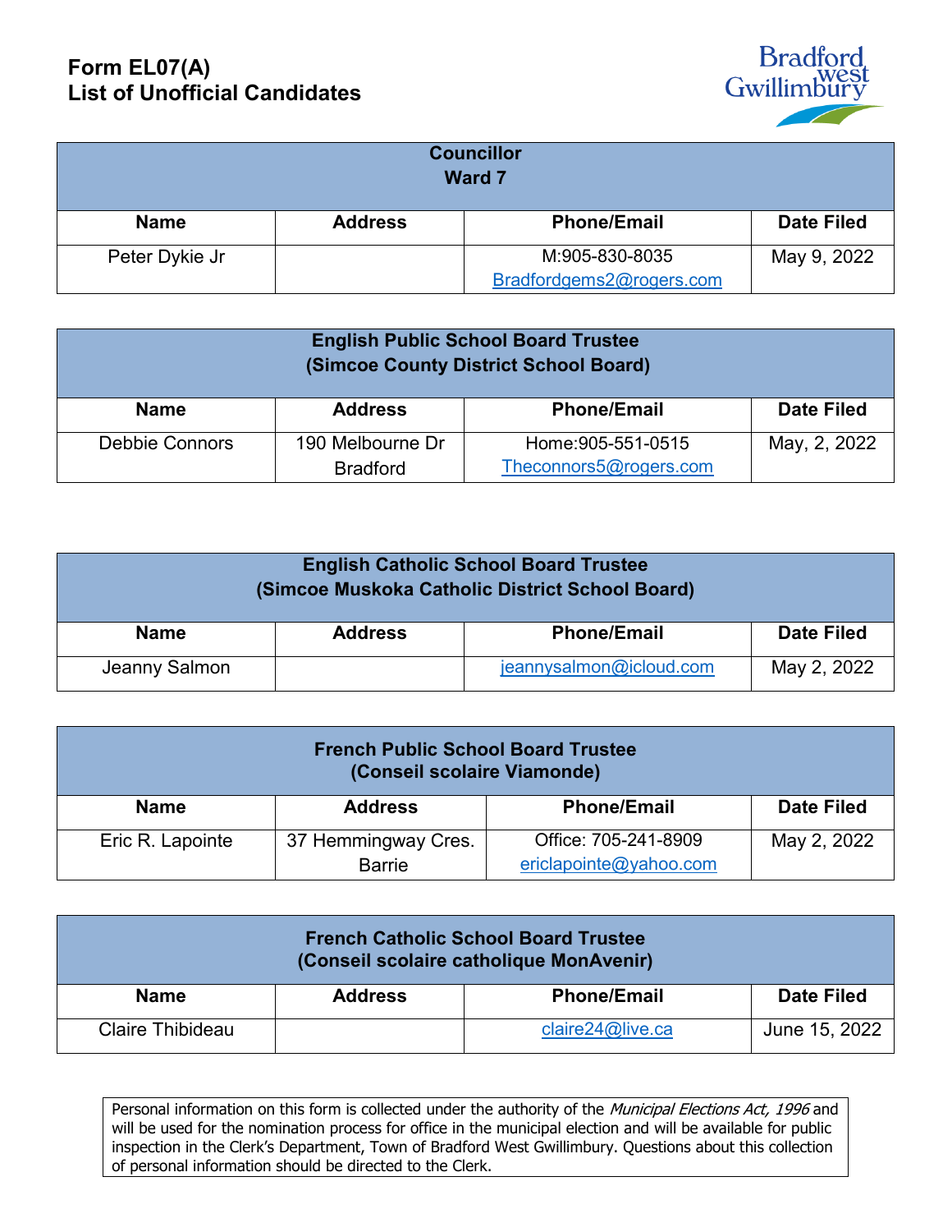# Form EL07(A)
# List of Unofficial Candidates

| Councillor Ward 7 | | | |
|---|---|---|---|
| **Name** | **Address** | **Phone/Email** | **Date Filed** |
| Peter Dykie Jr | | M:905-830-8035 Bradfordgems2@rogers.com | May 9, 2022 |

| English Public School Board Trustee (Simcoe County District School Board) | | | |
|---|---|---|---|
| **Name** | **Address** | **Phone/Email** | **Date Filed** |
| Debbie Connors | 190 Melbourne Dr Bradford | Home:905-551-0515 Theconnors5@rogers.com | May, 2, 2022 |

| English Catholic School Board Trustee (Simcoe Muskoka Catholic District School Board) | | | |
|---|---|---|---|
| **Name** | **Address** | **Phone/Email** | **Date Filed** |
| Jeanny Salmon | | jeannysalmon@icloud.com | May 2, 2022 |

| French Public School Board Trustee (Conseil scolaire Viamonde) | | | |
|---|---|---|---|
| **Name** | **Address** | **Phone/Email** | **Date Filed** |
| Eric R. Lapointe | 37 Hemmingway Cres. Barrie | Office: 705-241-8909 ericlapointe@yahoo.com | May 2, 2022 |

| French Catholic School Board Trustee (Conseil scolaire catholique MonAvenir) | | | |
|---|---|---|---|
| **Name** | **Address** | **Phone/Email** | **Date Filed** |
| Claire Thibideau | | claire24@live.ca | June 15, 2022 |

Personal information on this form is collected under the authority of the *Municipal Elections Act, 1996* and will be used for the nomination process for office in the municipal election and will be available for public inspection in the Clerk's Department, Town of Bradford West Gwillimbury. Questions about this collection of personal information should be directed to the Clerk.